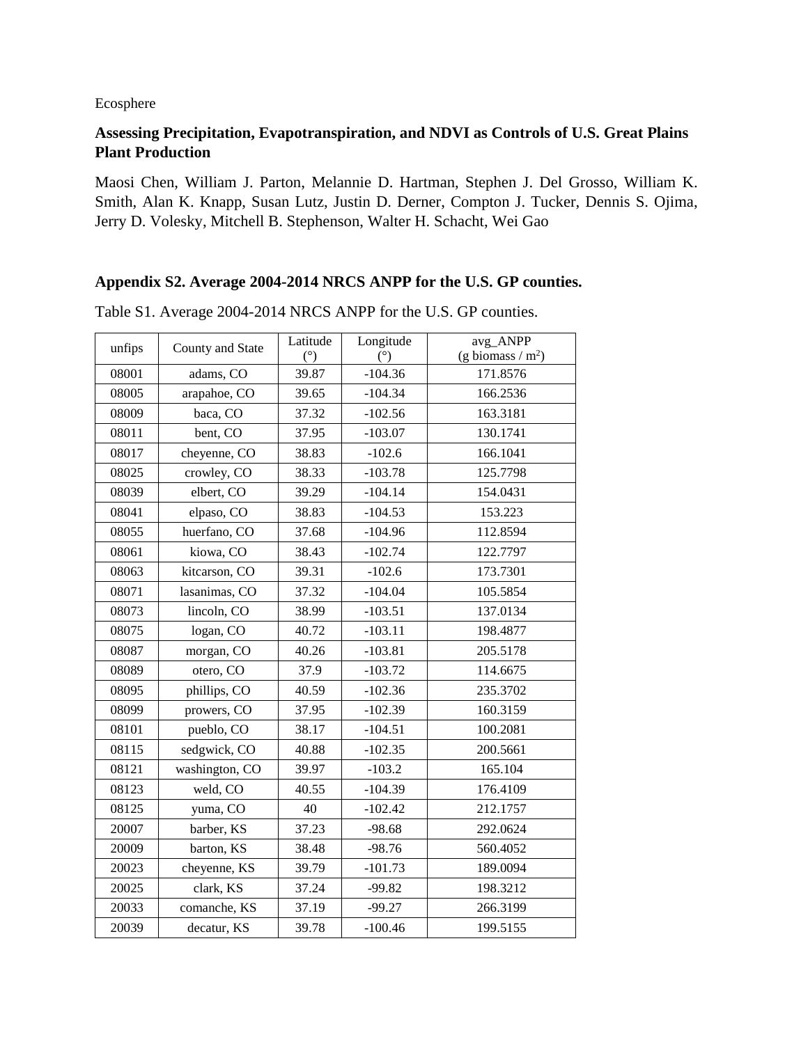Ecosphere

**Assessing Precipitation, Evapotranspiration, and NDVI as Controls of U.S. Great Plains Plant Production**

Maosi Chen, William J. Parton, Melannie D. Hartman, Stephen J. Del Grosso, William K. Smith, Alan K. Knapp, Susan Lutz, Justin D. Derner, Compton J. Tucker, Dennis S. Ojima, Jerry D. Volesky, Mitchell B. Stephenson, Walter H. Schacht, Wei Gao

## Appendix S2. Average 2004-2014 NRCS ANPP for the U.S. GP counties.

Table S1. Average 2004-2014 NRCS ANPP for the U.S. GP counties.

| unfips | County and State | Latitude (°) | Longitude (°) | avg_ANPP (g biomass / $m^2$) |
|---|---|---|---|---|
| 08001 | adams, CO | 39.87 | -104.36 | 171.8576 |
| 08005 | arapahoe, CO | 39.65 | -104.34 | 166.2536 |
| 08009 | baca, CO | 37.32 | -102.56 | 163.3181 |
| 08011 | bent, CO | 37.95 | -103.07 | 130.1741 |
| 08017 | cheyenne, CO | 38.83 | -102.6 | 166.1041 |
| 08025 | crowley, CO | 38.33 | -103.78 | 125.7798 |
| 08039 | elbert, CO | 39.29 | -104.14 | 154.0431 |
| 08041 | elpaso, CO | 38.83 | -104.53 | 153.223 |
| 08055 | huerfano, CO | 37.68 | -104.96 | 112.8594 |
| 08061 | kiowa, CO | 38.43 | -102.74 | 122.7797 |
| 08063 | kitcarson, CO | 39.31 | -102.6 | 173.7301 |
| 08071 | lasanimas, CO | 37.32 | -104.04 | 105.5854 |
| 08073 | lincoln, CO | 38.99 | -103.51 | 137.0134 |
| 08075 | logan, CO | 40.72 | -103.11 | 198.4877 |
| 08087 | morgan, CO | 40.26 | -103.81 | 205.5178 |
| 08089 | otero, CO | 37.9 | -103.72 | 114.6675 |
| 08095 | phillips, CO | 40.59 | -102.36 | 235.3702 |
| 08099 | prowers, CO | 37.95 | -102.39 | 160.3159 |
| 08101 | pueblo, CO | 38.17 | -104.51 | 100.2081 |
| 08115 | sedgwick, CO | 40.88 | -102.35 | 200.5661 |
| 08121 | washington, CO | 39.97 | -103.2 | 165.104 |
| 08123 | weld, CO | 40.55 | -104.39 | 176.4109 |
| 08125 | yuma, CO | 40 | -102.42 | 212.1757 |
| 20007 | barber, KS | 37.23 | -98.68 | 292.0624 |
| 20009 | barton, KS | 38.48 | -98.76 | 560.4052 |
| 20023 | cheyenne, KS | 39.79 | -101.73 | 189.0094 |
| 20025 | clark, KS | 37.24 | -99.82 | 198.3212 |
| 20033 | comanche, KS | 37.19 | -99.27 | 266.3199 |
| 20039 | decatur, KS | 39.78 | -100.46 | 199.5155 |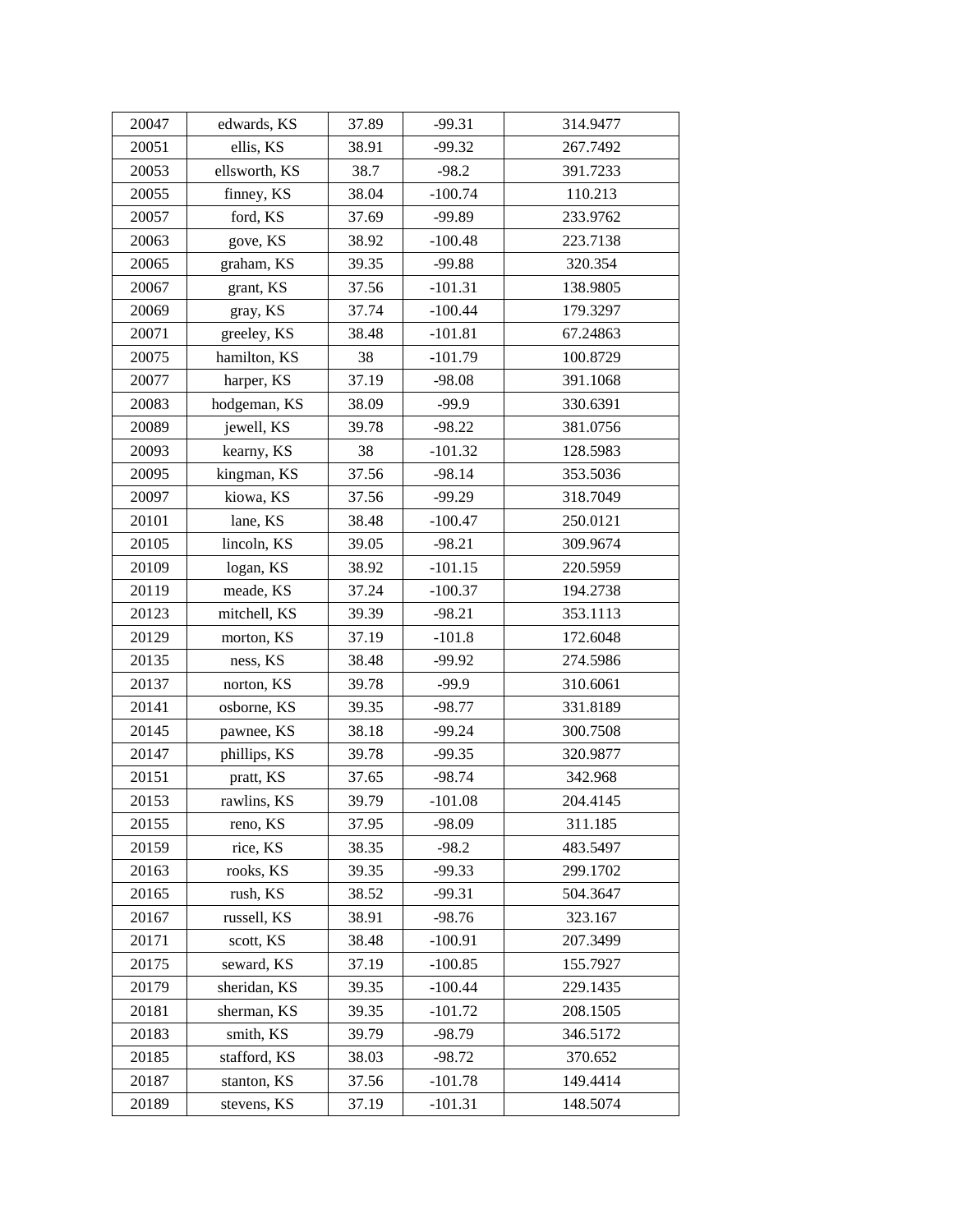| 20047 | edwards, KS | 37.89 | -99.31 | 314.9477 |
|---|---|---|---|---|
| 20051 | ellis, KS | 38.91 | -99.32 | 267.7492 |
| 20053 | ellsworth, KS | 38.7 | -98.2 | 391.7233 |
| 20055 | finney, KS | 38.04 | -100.74 | 110.213 |
| 20057 | ford, KS | 37.69 | -99.89 | 233.9762 |
| 20063 | gove, KS | 38.92 | -100.48 | 223.7138 |
| 20065 | graham, KS | 39.35 | -99.88 | 320.354 |
| 20067 | grant, KS | 37.56 | -101.31 | 138.9805 |
| 20069 | gray, KS | 37.74 | -100.44 | 179.3297 |
| 20071 | greeley, KS | 38.48 | -101.81 | 67.24863 |
| 20075 | hamilton, KS | 38 | -101.79 | 100.8729 |
| 20077 | harper, KS | 37.19 | -98.08 | 391.1068 |
| 20083 | hodgeman, KS | 38.09 | -99.9 | 330.6391 |
| 20089 | jewell, KS | 39.78 | -98.22 | 381.0756 |
| 20093 | kearny, KS | 38 | -101.32 | 128.5983 |
| 20095 | kingman, KS | 37.56 | -98.14 | 353.5036 |
| 20097 | kiowa, KS | 37.56 | -99.29 | 318.7049 |
| 20101 | lane, KS | 38.48 | -100.47 | 250.0121 |
| 20105 | lincoln, KS | 39.05 | -98.21 | 309.9674 |
| 20109 | logan, KS | 38.92 | -101.15 | 220.5959 |
| 20119 | meade, KS | 37.24 | -100.37 | 194.2738 |
| 20123 | mitchell, KS | 39.39 | -98.21 | 353.1113 |
| 20129 | morton, KS | 37.19 | -101.8 | 172.6048 |
| 20135 | ness, KS | 38.48 | -99.92 | 274.5986 |
| 20137 | norton, KS | 39.78 | -99.9 | 310.6061 |
| 20141 | osborne, KS | 39.35 | -98.77 | 331.8189 |
| 20145 | pawnee, KS | 38.18 | -99.24 | 300.7508 |
| 20147 | phillips, KS | 39.78 | -99.35 | 320.9877 |
| 20151 | pratt, KS | 37.65 | -98.74 | 342.968 |
| 20153 | rawlins, KS | 39.79 | -101.08 | 204.4145 |
| 20155 | reno, KS | 37.95 | -98.09 | 311.185 |
| 20159 | rice, KS | 38.35 | -98.2 | 483.5497 |
| 20163 | rooks, KS | 39.35 | -99.33 | 299.1702 |
| 20165 | rush, KS | 38.52 | -99.31 | 504.3647 |
| 20167 | russell, KS | 38.91 | -98.76 | 323.167 |
| 20171 | scott, KS | 38.48 | -100.91 | 207.3499 |
| 20175 | seward, KS | 37.19 | -100.85 | 155.7927 |
| 20179 | sheridan, KS | 39.35 | -100.44 | 229.1435 |
| 20181 | sherman, KS | 39.35 | -101.72 | 208.1505 |
| 20183 | smith, KS | 39.79 | -98.79 | 346.5172 |
| 20185 | stafford, KS | 38.03 | -98.72 | 370.652 |
| 20187 | stanton, KS | 37.56 | -101.78 | 149.4414 |
| 20189 | stevens, KS | 37.19 | -101.31 | 148.5074 |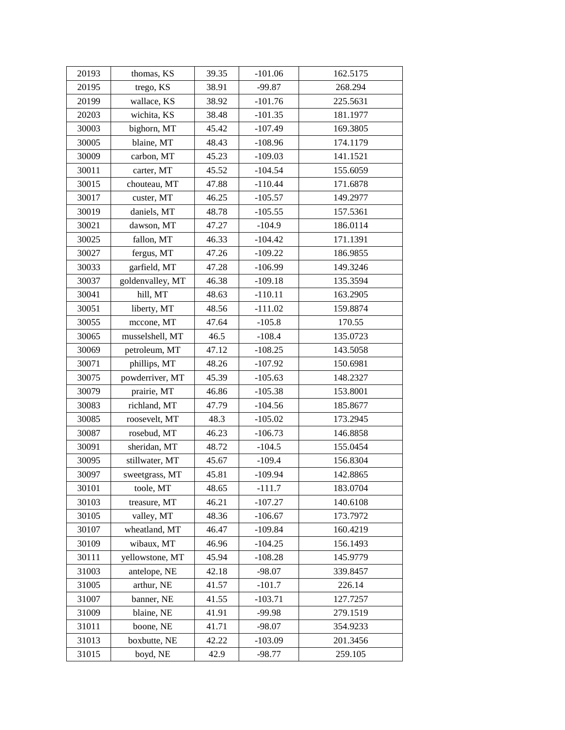| 20193 | thomas, KS | 39.35 | -101.06 | 162.5175 |
|---|---|---|---|---|
| 20195 | trego, KS | 38.91 | -99.87 | 268.294 |
| 20199 | wallace, KS | 38.92 | -101.76 | 225.5631 |
| 20203 | wichita, KS | 38.48 | -101.35 | 181.1977 |
| 30003 | bighorn, MT | 45.42 | -107.49 | 169.3805 |
| 30005 | blaine, MT | 48.43 | -108.96 | 174.1179 |
| 30009 | carbon, MT | 45.23 | -109.03 | 141.1521 |
| 30011 | carter, MT | 45.52 | -104.54 | 155.6059 |
| 30015 | chouteau, MT | 47.88 | -110.44 | 171.6878 |
| 30017 | custer, MT | 46.25 | -105.57 | 149.2977 |
| 30019 | daniels, MT | 48.78 | -105.55 | 157.5361 |
| 30021 | dawson, MT | 47.27 | -104.9 | 186.0114 |
| 30025 | fallon, MT | 46.33 | -104.42 | 171.1391 |
| 30027 | fergus, MT | 47.26 | -109.22 | 186.9855 |
| 30033 | garfield, MT | 47.28 | -106.99 | 149.3246 |
| 30037 | goldenvalley, MT | 46.38 | -109.18 | 135.3594 |
| 30041 | hill, MT | 48.63 | -110.11 | 163.2905 |
| 30051 | liberty, MT | 48.56 | -111.02 | 159.8874 |
| 30055 | mccone, MT | 47.64 | -105.8 | 170.55 |
| 30065 | musselshell, MT | 46.5 | -108.4 | 135.0723 |
| 30069 | petroleum, MT | 47.12 | -108.25 | 143.5058 |
| 30071 | phillips, MT | 48.26 | -107.92 | 150.6981 |
| 30075 | powderriver, MT | 45.39 | -105.63 | 148.2327 |
| 30079 | prairie, MT | 46.86 | -105.38 | 153.8001 |
| 30083 | richland, MT | 47.79 | -104.56 | 185.8677 |
| 30085 | roosevelt, MT | 48.3 | -105.02 | 173.2945 |
| 30087 | rosebud, MT | 46.23 | -106.73 | 146.8858 |
| 30091 | sheridan, MT | 48.72 | -104.5 | 155.0454 |
| 30095 | stillwater, MT | 45.67 | -109.4 | 156.8304 |
| 30097 | sweetgrass, MT | 45.81 | -109.94 | 142.8865 |
| 30101 | toole, MT | 48.65 | -111.7 | 183.0704 |
| 30103 | treasure, MT | 46.21 | -107.27 | 140.6108 |
| 30105 | valley, MT | 48.36 | -106.67 | 173.7972 |
| 30107 | wheatland, MT | 46.47 | -109.84 | 160.4219 |
| 30109 | wibaux, MT | 46.96 | -104.25 | 156.1493 |
| 30111 | yellowstone, MT | 45.94 | -108.28 | 145.9779 |
| 31003 | antelope, NE | 42.18 | -98.07 | 339.8457 |
| 31005 | arthur, NE | 41.57 | -101.7 | 226.14 |
| 31007 | banner, NE | 41.55 | -103.71 | 127.7257 |
| 31009 | blaine, NE | 41.91 | -99.98 | 279.1519 |
| 31011 | boone, NE | 41.71 | -98.07 | 354.9233 |
| 31013 | boxbutte, NE | 42.22 | -103.09 | 201.3456 |
| 31015 | boyd, NE | 42.9 | -98.77 | 259.105 |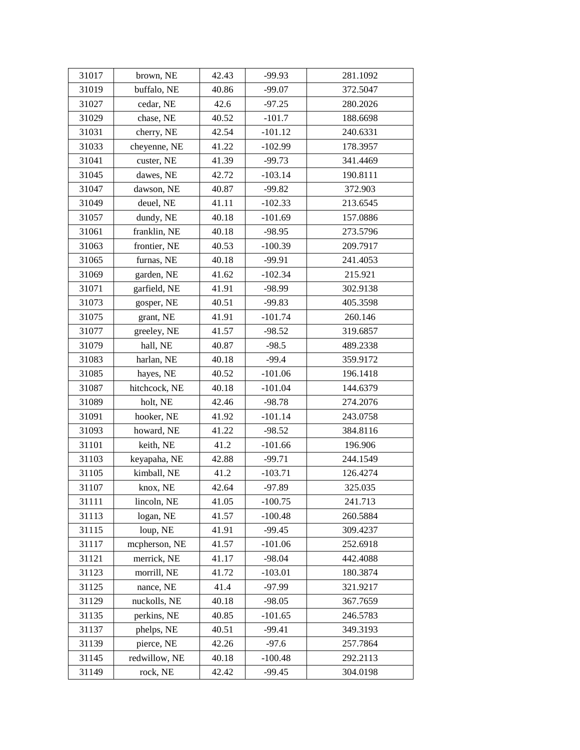| 31017 | brown, NE | 42.43 | -99.93 | 281.1092 |
|---|---|---|---|---|
| 31019 | buffalo, NE | 40.86 | -99.07 | 372.5047 |
| 31027 | cedar, NE | 42.6 | -97.25 | 280.2026 |
| 31029 | chase, NE | 40.52 | -101.7 | 188.6698 |
| 31031 | cherry, NE | 42.54 | -101.12 | 240.6331 |
| 31033 | cheyenne, NE | 41.22 | -102.99 | 178.3957 |
| 31041 | custer, NE | 41.39 | -99.73 | 341.4469 |
| 31045 | dawes, NE | 42.72 | -103.14 | 190.8111 |
| 31047 | dawson, NE | 40.87 | -99.82 | 372.903 |
| 31049 | deuel, NE | 41.11 | -102.33 | 213.6545 |
| 31057 | dundy, NE | 40.18 | -101.69 | 157.0886 |
| 31061 | franklin, NE | 40.18 | -98.95 | 273.5796 |
| 31063 | frontier, NE | 40.53 | -100.39 | 209.7917 |
| 31065 | furnas, NE | 40.18 | -99.91 | 241.4053 |
| 31069 | garden, NE | 41.62 | -102.34 | 215.921 |
| 31071 | garfield, NE | 41.91 | -98.99 | 302.9138 |
| 31073 | gosper, NE | 40.51 | -99.83 | 405.3598 |
| 31075 | grant, NE | 41.91 | -101.74 | 260.146 |
| 31077 | greeley, NE | 41.57 | -98.52 | 319.6857 |
| 31079 | hall, NE | 40.87 | -98.5 | 489.2338 |
| 31083 | harlan, NE | 40.18 | -99.4 | 359.9172 |
| 31085 | hayes, NE | 40.52 | -101.06 | 196.1418 |
| 31087 | hitchcock, NE | 40.18 | -101.04 | 144.6379 |
| 31089 | holt, NE | 42.46 | -98.78 | 274.2076 |
| 31091 | hooker, NE | 41.92 | -101.14 | 243.0758 |
| 31093 | howard, NE | 41.22 | -98.52 | 384.8116 |
| 31101 | keith, NE | 41.2 | -101.66 | 196.906 |
| 31103 | keyapaha, NE | 42.88 | -99.71 | 244.1549 |
| 31105 | kimball, NE | 41.2 | -103.71 | 126.4274 |
| 31107 | knox, NE | 42.64 | -97.89 | 325.035 |
| 31111 | lincoln, NE | 41.05 | -100.75 | 241.713 |
| 31113 | logan, NE | 41.57 | -100.48 | 260.5884 |
| 31115 | loup, NE | 41.91 | -99.45 | 309.4237 |
| 31117 | mcpherson, NE | 41.57 | -101.06 | 252.6918 |
| 31121 | merrick, NE | 41.17 | -98.04 | 442.4088 |
| 31123 | morrill, NE | 41.72 | -103.01 | 180.3874 |
| 31125 | nance, NE | 41.4 | -97.99 | 321.9217 |
| 31129 | nuckolls, NE | 40.18 | -98.05 | 367.7659 |
| 31135 | perkins, NE | 40.85 | -101.65 | 246.5783 |
| 31137 | phelps, NE | 40.51 | -99.41 | 349.3193 |
| 31139 | pierce, NE | 42.26 | -97.6 | 257.7864 |
| 31145 | redwillow, NE | 40.18 | -100.48 | 292.2113 |
| 31149 | rock, NE | 42.42 | -99.45 | 304.0198 |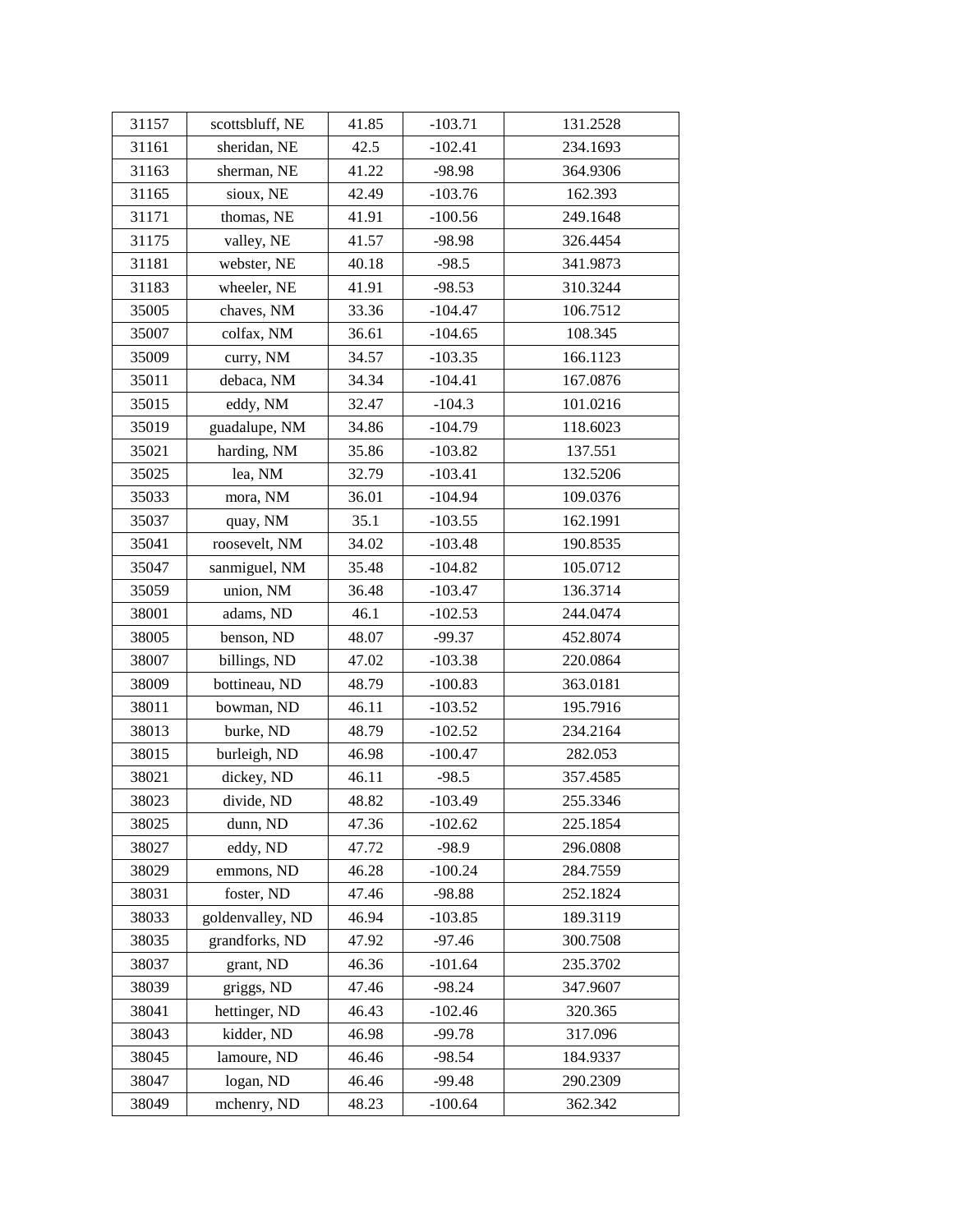| 31157 | scottsbluff, NE | 41.85 | -103.71 | 131.2528 |
|---|---|---|---|---|
| 31161 | sheridan, NE | 42.5 | -102.41 | 234.1693 |
| 31163 | sherman, NE | 41.22 | -98.98 | 364.9306 |
| 31165 | sioux, NE | 42.49 | -103.76 | 162.393 |
| 31171 | thomas, NE | 41.91 | -100.56 | 249.1648 |
| 31175 | valley, NE | 41.57 | -98.98 | 326.4454 |
| 31181 | webster, NE | 40.18 | -98.5 | 341.9873 |
| 31183 | wheeler, NE | 41.91 | -98.53 | 310.3244 |
| 35005 | chaves, NM | 33.36 | -104.47 | 106.7512 |
| 35007 | colfax, NM | 36.61 | -104.65 | 108.345 |
| 35009 | curry, NM | 34.57 | -103.35 | 166.1123 |
| 35011 | debaca, NM | 34.34 | -104.41 | 167.0876 |
| 35015 | eddy, NM | 32.47 | -104.3 | 101.0216 |
| 35019 | guadalupe, NM | 34.86 | -104.79 | 118.6023 |
| 35021 | harding, NM | 35.86 | -103.82 | 137.551 |
| 35025 | lea, NM | 32.79 | -103.41 | 132.5206 |
| 35033 | mora, NM | 36.01 | -104.94 | 109.0376 |
| 35037 | quay, NM | 35.1 | -103.55 | 162.1991 |
| 35041 | roosevelt, NM | 34.02 | -103.48 | 190.8535 |
| 35047 | sanmiguel, NM | 35.48 | -104.82 | 105.0712 |
| 35059 | union, NM | 36.48 | -103.47 | 136.3714 |
| 38001 | adams, ND | 46.1 | -102.53 | 244.0474 |
| 38005 | benson, ND | 48.07 | -99.37 | 452.8074 |
| 38007 | billings, ND | 47.02 | -103.38 | 220.0864 |
| 38009 | bottineau, ND | 48.79 | -100.83 | 363.0181 |
| 38011 | bowman, ND | 46.11 | -103.52 | 195.7916 |
| 38013 | burke, ND | 48.79 | -102.52 | 234.2164 |
| 38015 | burleigh, ND | 46.98 | -100.47 | 282.053 |
| 38021 | dickey, ND | 46.11 | -98.5 | 357.4585 |
| 38023 | divide, ND | 48.82 | -103.49 | 255.3346 |
| 38025 | dunn, ND | 47.36 | -102.62 | 225.1854 |
| 38027 | eddy, ND | 47.72 | -98.9 | 296.0808 |
| 38029 | emmons, ND | 46.28 | -100.24 | 284.7559 |
| 38031 | foster, ND | 47.46 | -98.88 | 252.1824 |
| 38033 | goldenvalley, ND | 46.94 | -103.85 | 189.3119 |
| 38035 | grandforks, ND | 47.92 | -97.46 | 300.7508 |
| 38037 | grant, ND | 46.36 | -101.64 | 235.3702 |
| 38039 | griggs, ND | 47.46 | -98.24 | 347.9607 |
| 38041 | hettinger, ND | 46.43 | -102.46 | 320.365 |
| 38043 | kidder, ND | 46.98 | -99.78 | 317.096 |
| 38045 | lamoure, ND | 46.46 | -98.54 | 184.9337 |
| 38047 | logan, ND | 46.46 | -99.48 | 290.2309 |
| 38049 | mchenry, ND | 48.23 | -100.64 | 362.342 |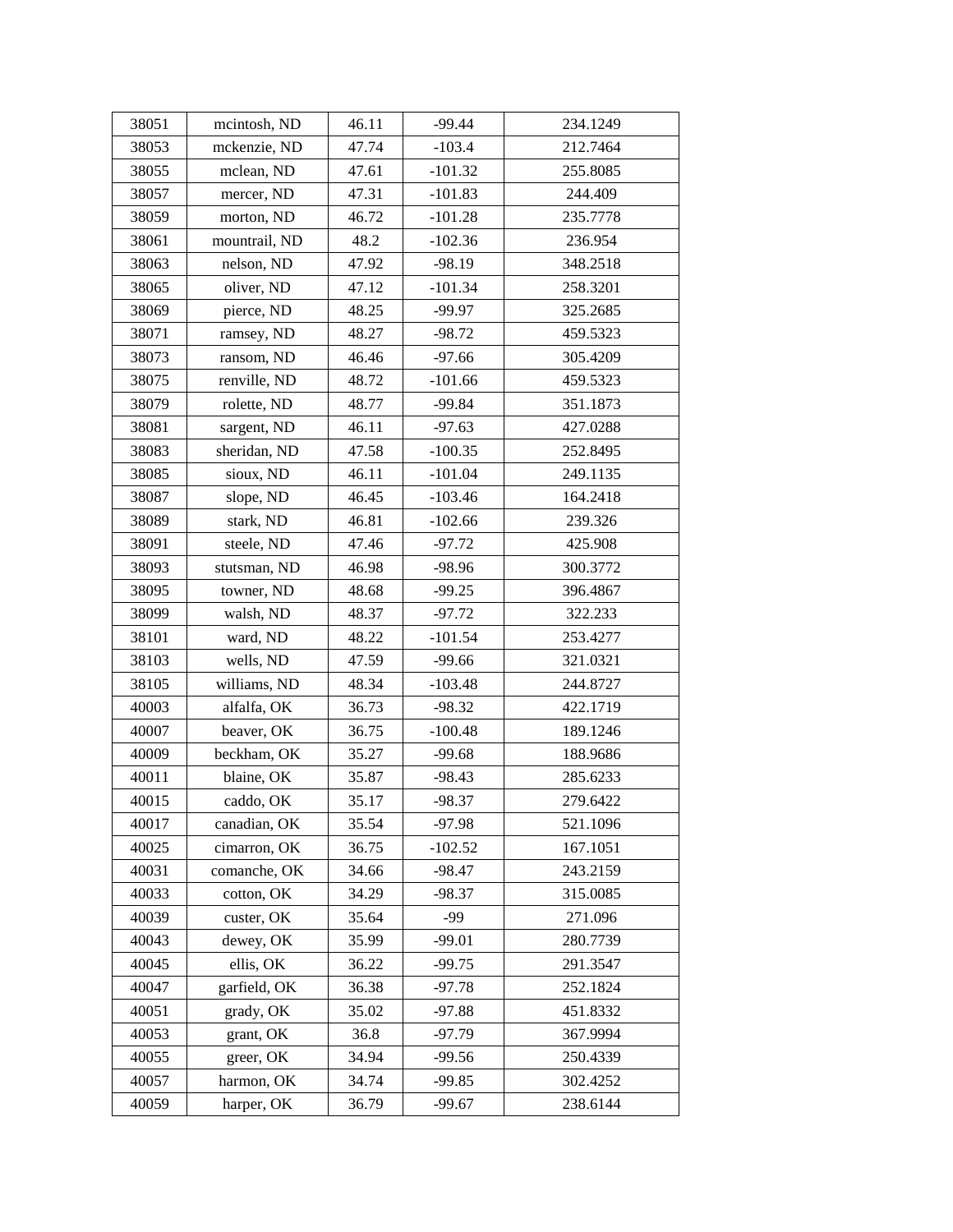| 38051 | mcintosh, ND | 46.11 | -99.44 | 234.1249 |
|---|---|---|---|---|
| 38053 | mckenzie, ND | 47.74 | -103.4 | 212.7464 |
| 38055 | mclean, ND | 47.61 | -101.32 | 255.8085 |
| 38057 | mercer, ND | 47.31 | -101.83 | 244.409 |
| 38059 | morton, ND | 46.72 | -101.28 | 235.7778 |
| 38061 | mountrail, ND | 48.2 | -102.36 | 236.954 |
| 38063 | nelson, ND | 47.92 | -98.19 | 348.2518 |
| 38065 | oliver, ND | 47.12 | -101.34 | 258.3201 |
| 38069 | pierce, ND | 48.25 | -99.97 | 325.2685 |
| 38071 | ramsey, ND | 48.27 | -98.72 | 459.5323 |
| 38073 | ransom, ND | 46.46 | -97.66 | 305.4209 |
| 38075 | renville, ND | 48.72 | -101.66 | 459.5323 |
| 38079 | rolette, ND | 48.77 | -99.84 | 351.1873 |
| 38081 | sargent, ND | 46.11 | -97.63 | 427.0288 |
| 38083 | sheridan, ND | 47.58 | -100.35 | 252.8495 |
| 38085 | sioux, ND | 46.11 | -101.04 | 249.1135 |
| 38087 | slope, ND | 46.45 | -103.46 | 164.2418 |
| 38089 | stark, ND | 46.81 | -102.66 | 239.326 |
| 38091 | steele, ND | 47.46 | -97.72 | 425.908 |
| 38093 | stutsman, ND | 46.98 | -98.96 | 300.3772 |
| 38095 | towner, ND | 48.68 | -99.25 | 396.4867 |
| 38099 | walsh, ND | 48.37 | -97.72 | 322.233 |
| 38101 | ward, ND | 48.22 | -101.54 | 253.4277 |
| 38103 | wells, ND | 47.59 | -99.66 | 321.0321 |
| 38105 | williams, ND | 48.34 | -103.48 | 244.8727 |
| 40003 | alfalfa, OK | 36.73 | -98.32 | 422.1719 |
| 40007 | beaver, OK | 36.75 | -100.48 | 189.1246 |
| 40009 | beckham, OK | 35.27 | -99.68 | 188.9686 |
| 40011 | blaine, OK | 35.87 | -98.43 | 285.6233 |
| 40015 | caddo, OK | 35.17 | -98.37 | 279.6422 |
| 40017 | canadian, OK | 35.54 | -97.98 | 521.1096 |
| 40025 | cimarron, OK | 36.75 | -102.52 | 167.1051 |
| 40031 | comanche, OK | 34.66 | -98.47 | 243.2159 |
| 40033 | cotton, OK | 34.29 | -98.37 | 315.0085 |
| 40039 | custer, OK | 35.64 | -99 | 271.096 |
| 40043 | dewey, OK | 35.99 | -99.01 | 280.7739 |
| 40045 | ellis, OK | 36.22 | -99.75 | 291.3547 |
| 40047 | garfield, OK | 36.38 | -97.78 | 252.1824 |
| 40051 | grady, OK | 35.02 | -97.88 | 451.8332 |
| 40053 | grant, OK | 36.8 | -97.79 | 367.9994 |
| 40055 | greer, OK | 34.94 | -99.56 | 250.4339 |
| 40057 | harmon, OK | 34.74 | -99.85 | 302.4252 |
| 40059 | harper, OK | 36.79 | -99.67 | 238.6144 |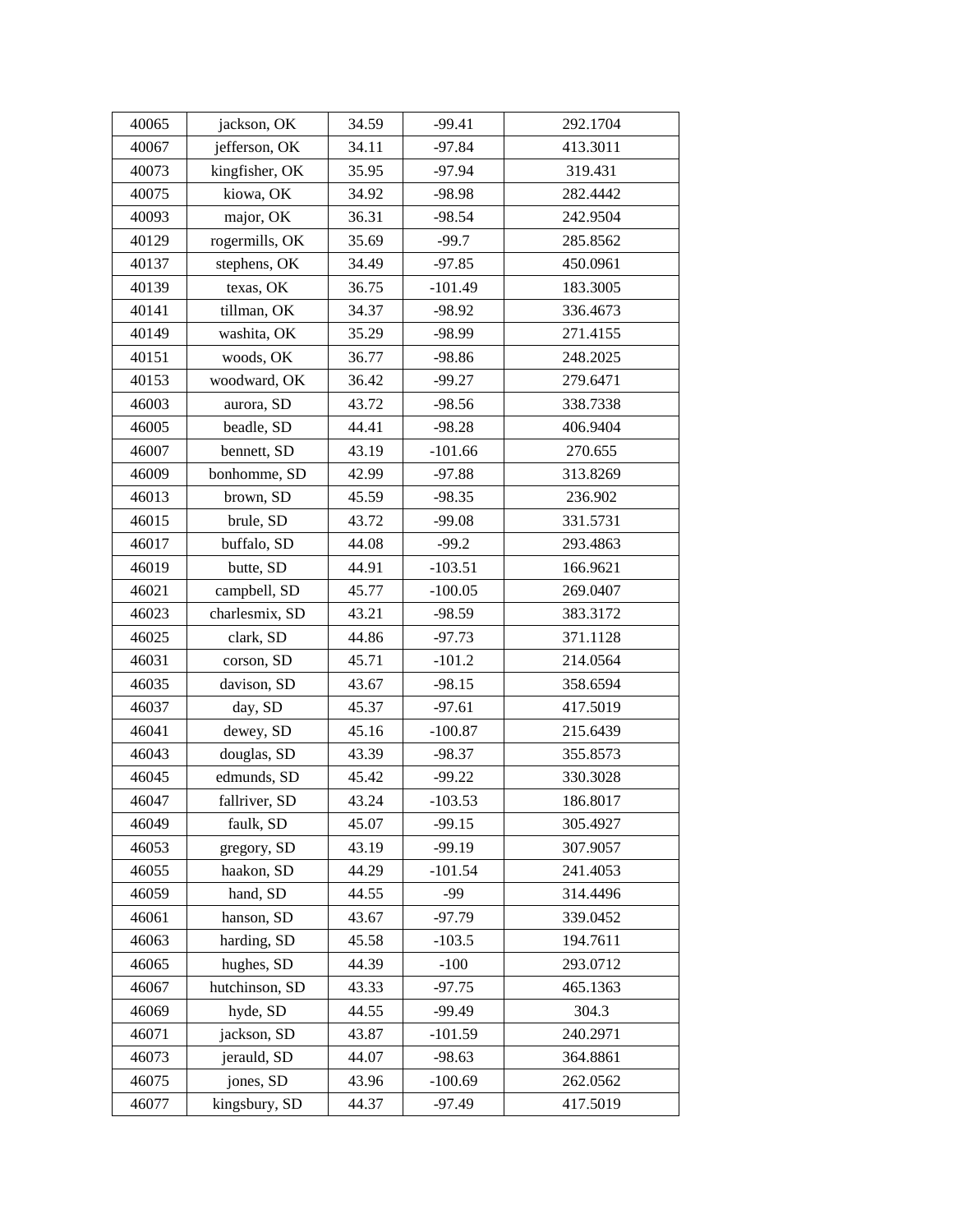| 40065 | jackson, OK | 34.59 | -99.41 | 292.1704 |
|---|---|---|---|---|
| 40067 | jefferson, OK | 34.11 | -97.84 | 413.3011 |
| 40073 | kingfisher, OK | 35.95 | -97.94 | 319.431 |
| 40075 | kiowa, OK | 34.92 | -98.98 | 282.4442 |
| 40093 | major, OK | 36.31 | -98.54 | 242.9504 |
| 40129 | rogermills, OK | 35.69 | -99.7 | 285.8562 |
| 40137 | stephens, OK | 34.49 | -97.85 | 450.0961 |
| 40139 | texas, OK | 36.75 | -101.49 | 183.3005 |
| 40141 | tillman, OK | 34.37 | -98.92 | 336.4673 |
| 40149 | washita, OK | 35.29 | -98.99 | 271.4155 |
| 40151 | woods, OK | 36.77 | -98.86 | 248.2025 |
| 40153 | woodward, OK | 36.42 | -99.27 | 279.6471 |
| 46003 | aurora, SD | 43.72 | -98.56 | 338.7338 |
| 46005 | beadle, SD | 44.41 | -98.28 | 406.9404 |
| 46007 | bennett, SD | 43.19 | -101.66 | 270.655 |
| 46009 | bonhomme, SD | 42.99 | -97.88 | 313.8269 |
| 46013 | brown, SD | 45.59 | -98.35 | 236.902 |
| 46015 | brule, SD | 43.72 | -99.08 | 331.5731 |
| 46017 | buffalo, SD | 44.08 | -99.2 | 293.4863 |
| 46019 | butte, SD | 44.91 | -103.51 | 166.9621 |
| 46021 | campbell, SD | 45.77 | -100.05 | 269.0407 |
| 46023 | charlesmix, SD | 43.21 | -98.59 | 383.3172 |
| 46025 | clark, SD | 44.86 | -97.73 | 371.1128 |
| 46031 | corson, SD | 45.71 | -101.2 | 214.0564 |
| 46035 | davison, SD | 43.67 | -98.15 | 358.6594 |
| 46037 | day, SD | 45.37 | -97.61 | 417.5019 |
| 46041 | dewey, SD | 45.16 | -100.87 | 215.6439 |
| 46043 | douglas, SD | 43.39 | -98.37 | 355.8573 |
| 46045 | edmunds, SD | 45.42 | -99.22 | 330.3028 |
| 46047 | fallriver, SD | 43.24 | -103.53 | 186.8017 |
| 46049 | faulk, SD | 45.07 | -99.15 | 305.4927 |
| 46053 | gregory, SD | 43.19 | -99.19 | 307.9057 |
| 46055 | haakon, SD | 44.29 | -101.54 | 241.4053 |
| 46059 | hand, SD | 44.55 | -99 | 314.4496 |
| 46061 | hanson, SD | 43.67 | -97.79 | 339.0452 |
| 46063 | harding, SD | 45.58 | -103.5 | 194.7611 |
| 46065 | hughes, SD | 44.39 | -100 | 293.0712 |
| 46067 | hutchinson, SD | 43.33 | -97.75 | 465.1363 |
| 46069 | hyde, SD | 44.55 | -99.49 | 304.3 |
| 46071 | jackson, SD | 43.87 | -101.59 | 240.2971 |
| 46073 | jerauld, SD | 44.07 | -98.63 | 364.8861 |
| 46075 | jones, SD | 43.96 | -100.69 | 262.0562 |
| 46077 | kingsbury, SD | 44.37 | -97.49 | 417.5019 |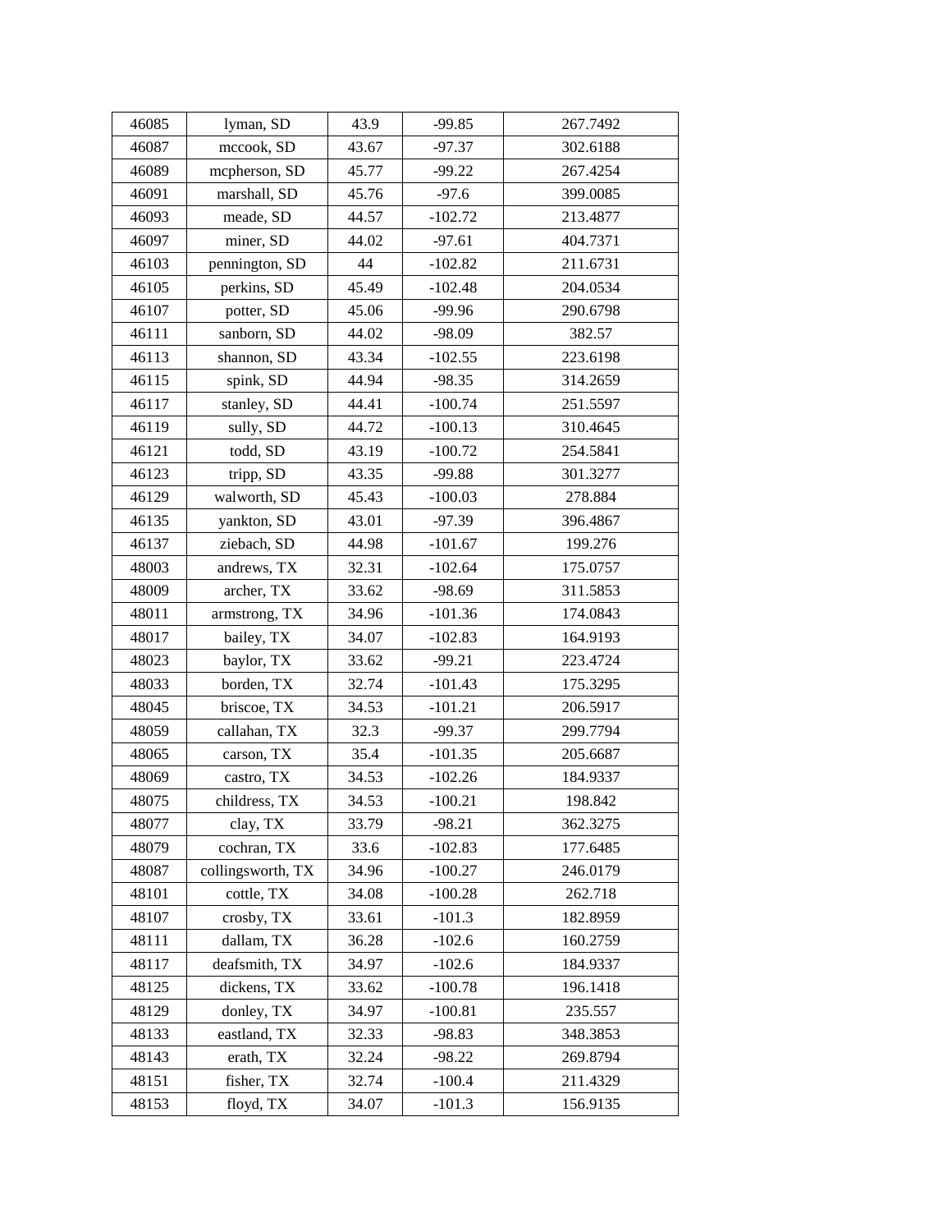| 46085 | lyman, SD | 43.9 | -99.85 | 267.7492 |
|---|---|---|---|---|
| 46087 | mccook, SD | 43.67 | -97.37 | 302.6188 |
| 46089 | mcpherson, SD | 45.77 | -99.22 | 267.4254 |
| 46091 | marshall, SD | 45.76 | -97.6 | 399.0085 |
| 46093 | meade, SD | 44.57 | -102.72 | 213.4877 |
| 46097 | miner, SD | 44.02 | -97.61 | 404.7371 |
| 46103 | pennington, SD | 44 | -102.82 | 211.6731 |
| 46105 | perkins, SD | 45.49 | -102.48 | 204.0534 |
| 46107 | potter, SD | 45.06 | -99.96 | 290.6798 |
| 46111 | sanborn, SD | 44.02 | -98.09 | 382.57 |
| 46113 | shannon, SD | 43.34 | -102.55 | 223.6198 |
| 46115 | spink, SD | 44.94 | -98.35 | 314.2659 |
| 46117 | stanley, SD | 44.41 | -100.74 | 251.5597 |
| 46119 | sully, SD | 44.72 | -100.13 | 310.4645 |
| 46121 | todd, SD | 43.19 | -100.72 | 254.5841 |
| 46123 | tripp, SD | 43.35 | -99.88 | 301.3277 |
| 46129 | walworth, SD | 45.43 | -100.03 | 278.884 |
| 46135 | yankton, SD | 43.01 | -97.39 | 396.4867 |
| 46137 | ziebach, SD | 44.98 | -101.67 | 199.276 |
| 48003 | andrews, TX | 32.31 | -102.64 | 175.0757 |
| 48009 | archer, TX | 33.62 | -98.69 | 311.5853 |
| 48011 | armstrong, TX | 34.96 | -101.36 | 174.0843 |
| 48017 | bailey, TX | 34.07 | -102.83 | 164.9193 |
| 48023 | baylor, TX | 33.62 | -99.21 | 223.4724 |
| 48033 | borden, TX | 32.74 | -101.43 | 175.3295 |
| 48045 | briscoe, TX | 34.53 | -101.21 | 206.5917 |
| 48059 | callahan, TX | 32.3 | -99.37 | 299.7794 |
| 48065 | carson, TX | 35.4 | -101.35 | 205.6687 |
| 48069 | castro, TX | 34.53 | -102.26 | 184.9337 |
| 48075 | childress, TX | 34.53 | -100.21 | 198.842 |
| 48077 | clay, TX | 33.79 | -98.21 | 362.3275 |
| 48079 | cochran, TX | 33.6 | -102.83 | 177.6485 |
| 48087 | collingsworth, TX | 34.96 | -100.27 | 246.0179 |
| 48101 | cottle, TX | 34.08 | -100.28 | 262.718 |
| 48107 | crosby, TX | 33.61 | -101.3 | 182.8959 |
| 48111 | dallam, TX | 36.28 | -102.6 | 160.2759 |
| 48117 | deafsmith, TX | 34.97 | -102.6 | 184.9337 |
| 48125 | dickens, TX | 33.62 | -100.78 | 196.1418 |
| 48129 | donley, TX | 34.97 | -100.81 | 235.557 |
| 48133 | eastland, TX | 32.33 | -98.83 | 348.3853 |
| 48143 | erath, TX | 32.24 | -98.22 | 269.8794 |
| 48151 | fisher, TX | 32.74 | -100.4 | 211.4329 |
| 48153 | floyd, TX | 34.07 | -101.3 | 156.9135 |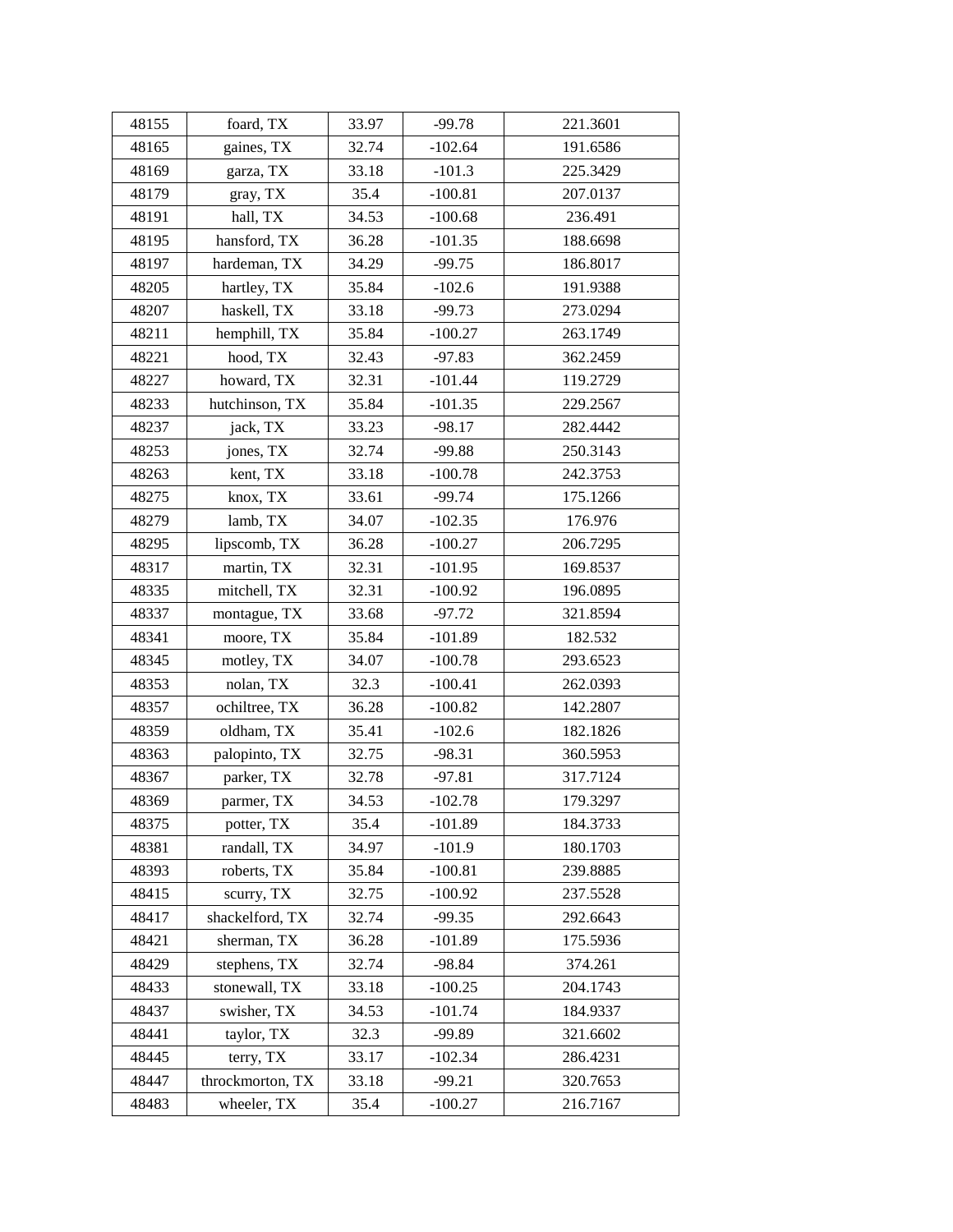| 48155 | foard, TX | 33.97 | -99.78 | 221.3601 |
|---|---|---|---|---|
| 48165 | gaines, TX | 32.74 | -102.64 | 191.6586 |
| 48169 | garza, TX | 33.18 | -101.3 | 225.3429 |
| 48179 | gray, TX | 35.4 | -100.81 | 207.0137 |
| 48191 | hall, TX | 34.53 | -100.68 | 236.491 |
| 48195 | hansford, TX | 36.28 | -101.35 | 188.6698 |
| 48197 | hardeman, TX | 34.29 | -99.75 | 186.8017 |
| 48205 | hartley, TX | 35.84 | -102.6 | 191.9388 |
| 48207 | haskell, TX | 33.18 | -99.73 | 273.0294 |
| 48211 | hemphill, TX | 35.84 | -100.27 | 263.1749 |
| 48221 | hood, TX | 32.43 | -97.83 | 362.2459 |
| 48227 | howard, TX | 32.31 | -101.44 | 119.2729 |
| 48233 | hutchinson, TX | 35.84 | -101.35 | 229.2567 |
| 48237 | jack, TX | 33.23 | -98.17 | 282.4442 |
| 48253 | jones, TX | 32.74 | -99.88 | 250.3143 |
| 48263 | kent, TX | 33.18 | -100.78 | 242.3753 |
| 48275 | knox, TX | 33.61 | -99.74 | 175.1266 |
| 48279 | lamb, TX | 34.07 | -102.35 | 176.976 |
| 48295 | lipscomb, TX | 36.28 | -100.27 | 206.7295 |
| 48317 | martin, TX | 32.31 | -101.95 | 169.8537 |
| 48335 | mitchell, TX | 32.31 | -100.92 | 196.0895 |
| 48337 | montague, TX | 33.68 | -97.72 | 321.8594 |
| 48341 | moore, TX | 35.84 | -101.89 | 182.532 |
| 48345 | motley, TX | 34.07 | -100.78 | 293.6523 |
| 48353 | nolan, TX | 32.3 | -100.41 | 262.0393 |
| 48357 | ochiltree, TX | 36.28 | -100.82 | 142.2807 |
| 48359 | oldham, TX | 35.41 | -102.6 | 182.1826 |
| 48363 | palopinto, TX | 32.75 | -98.31 | 360.5953 |
| 48367 | parker, TX | 32.78 | -97.81 | 317.7124 |
| 48369 | parmer, TX | 34.53 | -102.78 | 179.3297 |
| 48375 | potter, TX | 35.4 | -101.89 | 184.3733 |
| 48381 | randall, TX | 34.97 | -101.9 | 180.1703 |
| 48393 | roberts, TX | 35.84 | -100.81 | 239.8885 |
| 48415 | scurry, TX | 32.75 | -100.92 | 237.5528 |
| 48417 | shackelford, TX | 32.74 | -99.35 | 292.6643 |
| 48421 | sherman, TX | 36.28 | -101.89 | 175.5936 |
| 48429 | stephens, TX | 32.74 | -98.84 | 374.261 |
| 48433 | stonewall, TX | 33.18 | -100.25 | 204.1743 |
| 48437 | swisher, TX | 34.53 | -101.74 | 184.9337 |
| 48441 | taylor, TX | 32.3 | -99.89 | 321.6602 |
| 48445 | terry, TX | 33.17 | -102.34 | 286.4231 |
| 48447 | throckmorton, TX | 33.18 | -99.21 | 320.7653 |
| 48483 | wheeler, TX | 35.4 | -100.27 | 216.7167 |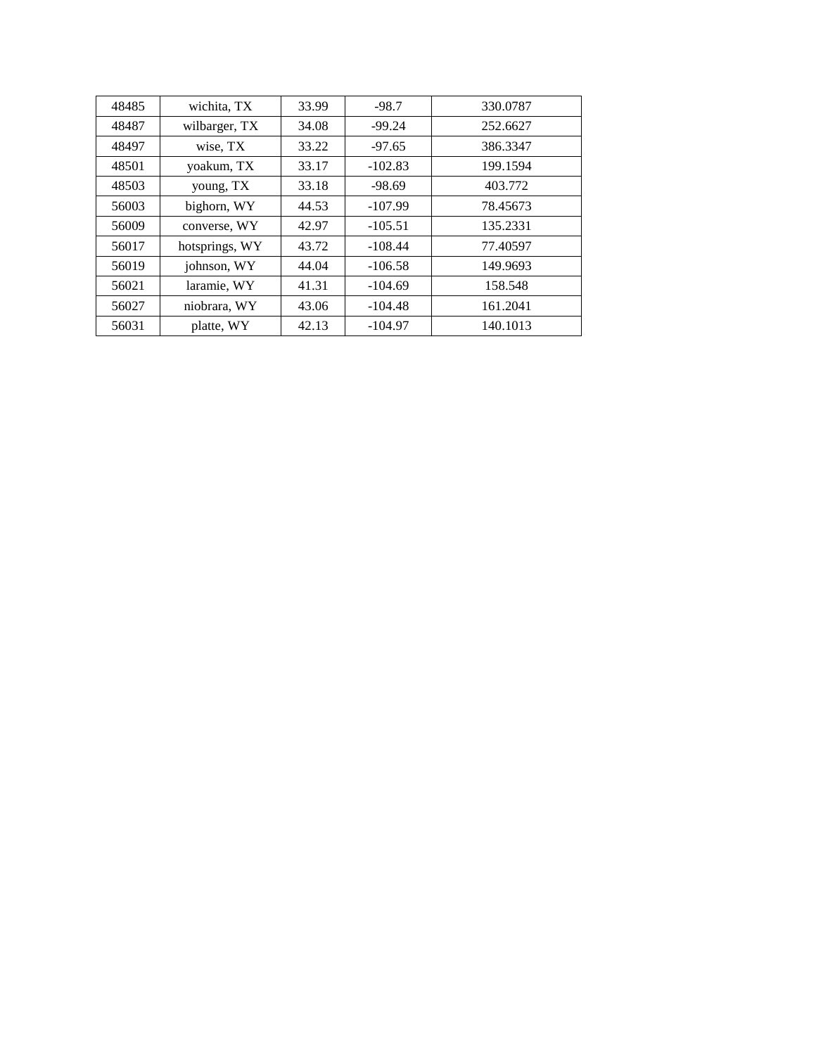| | | | | |
|---|---|---|---|---|
| 48485 | wichita, TX | 33.99 | -98.7 | 330.0787 |
| 48487 | wilbarger, TX | 34.08 | -99.24 | 252.6627 |
| 48497 | wise, TX | 33.22 | -97.65 | 386.3347 |
| 48501 | yoakum, TX | 33.17 | -102.83 | 199.1594 |
| 48503 | young, TX | 33.18 | -98.69 | 403.772 |
| 56003 | bighorn, WY | 44.53 | -107.99 | 78.45673 |
| 56009 | converse, WY | 42.97 | -105.51 | 135.2331 |
| 56017 | hotsprings, WY | 43.72 | -108.44 | 77.40597 |
| 56019 | johnson, WY | 44.04 | -106.58 | 149.9693 |
| 56021 | laramie, WY | 41.31 | -104.69 | 158.548 |
| 56027 | niobrara, WY | 43.06 | -104.48 | 161.2041 |
| 56031 | platte, WY | 42.13 | -104.97 | 140.1013 |